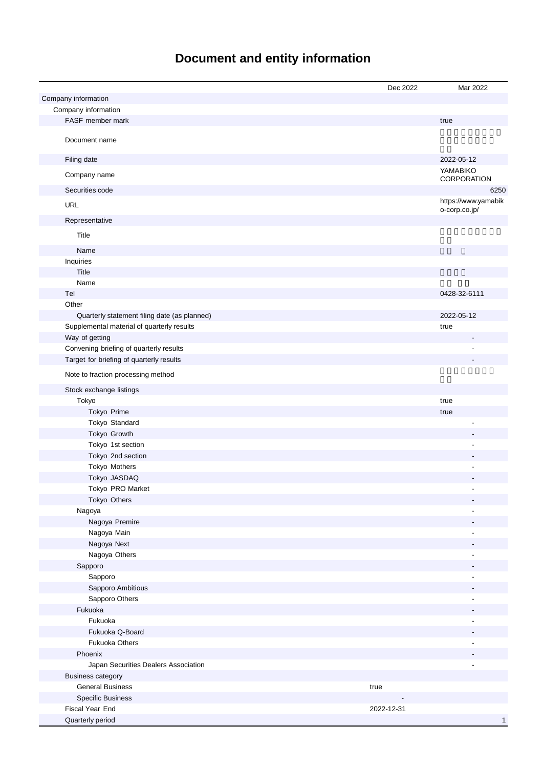# Document and entity information

| | Dec 2022 | Mar 2022 |
|---|---|---|
| Company information | | |
| Company information | | |
| FASF member mark | | true |
| Document name | | |
| Filing date | | 2022-05-12 |
| Company name | | YAMABIKO CORPORATION |
| Securities code | | 6250 |
| URL | | https://www.yamabiko-corp.co.jp/ |
| Representative | | |
| Title | | |
| Name | | |
| Inquiries | | |
| Title | | |
| Name | | |
| Tel | | 0428-32-6111 |
| Other | | |
| Quarterly statement filing date (as planned) | | 2022-05-12 |
| Supplemental material of quarterly results | | true |
| Way of getting | | - |
| Convening briefing of quarterly results | | - |
| Target for briefing of quarterly results | | - |
| Note to fraction processing method | | |
| Stock exchange listings | | |
| Tokyo | | true |
| Tokyo Prime | | true |
| Tokyo Standard | | - |
| Tokyo Growth | | - |
| Tokyo 1st section | | - |
| Tokyo 2nd section | | - |
| Tokyo Mothers | | - |
| Tokyo JASDAQ | | - |
| Tokyo PRO Market | | - |
| Tokyo Others | | - |
| Nagoya | | - |
| Nagoya Premire | | - |
| Nagoya Main | | - |
| Nagoya Next | | - |
| Nagoya Others | | - |
| Sapporo | | - |
| Sapporo | | - |
| Sapporo Ambitious | | - |
| Sapporo Others | | - |
| Fukuoka | | - |
| Fukuoka | | - |
| Fukuoka Q-Board | | - |
| Fukuoka Others | | - |
| Phoenix | | - |
| Japan Securities Dealers Association | | - |
| Business category | | |
| General Business | true | |
| Specific Business | - | |
| Fiscal Year End | 2022-12-31 | |
| Quarterly period | | 1 |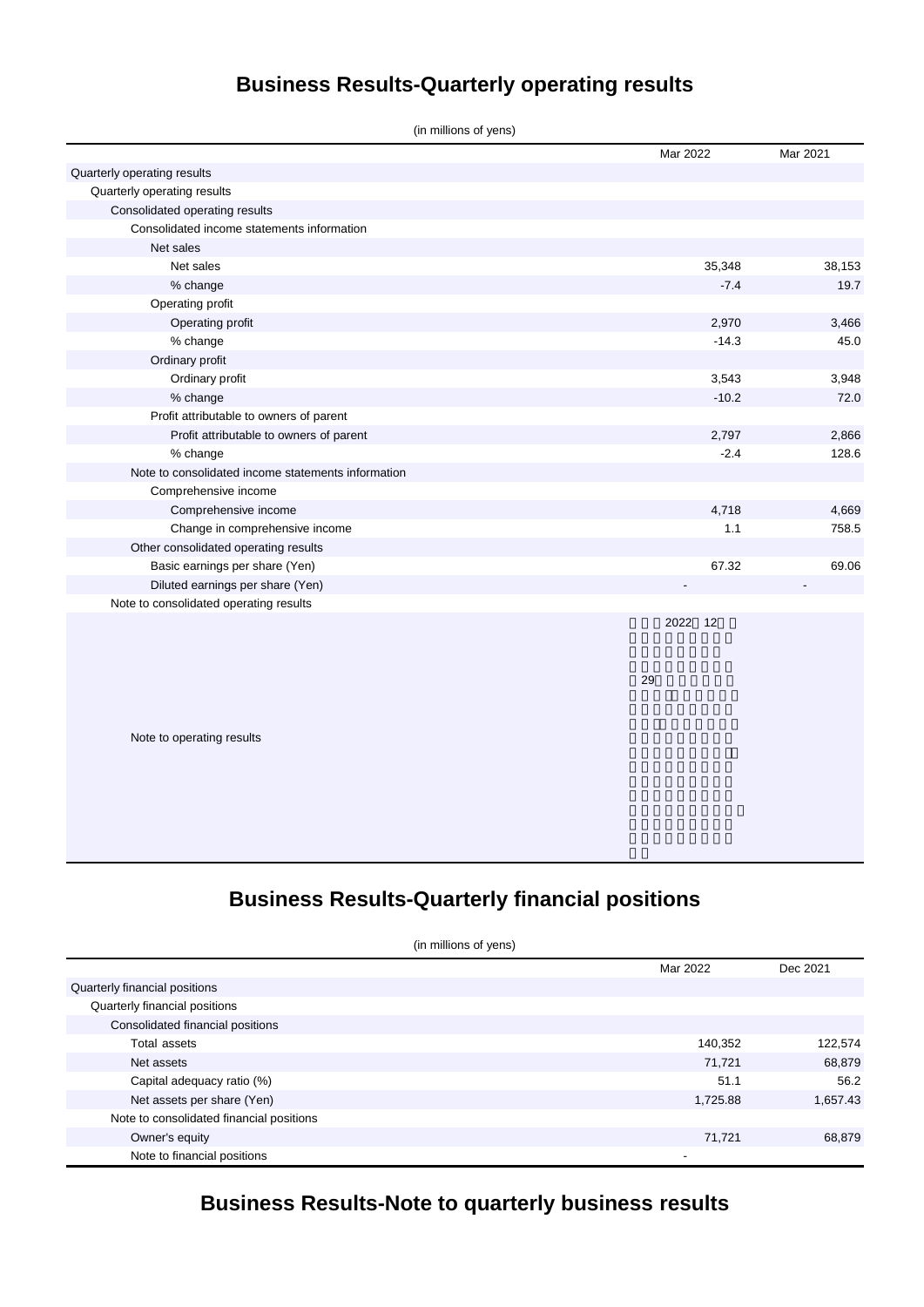# Business Results-Quarterly operating results

(in millions of yens)

| | Mar 2022 | Mar 2021 |
|---|---|---|
| Quarterly operating results | | |
| Quarterly operating results | | |
| Consolidated operating results | | |
| Consolidated income statements information | | |
| Net sales | | |
| Net sales | 35,348 | 38,153 |
| % change | -7.4 | 19.7 |
| Operating profit | | |
| Operating profit | 2,970 | 3,466 |
| % change | -14.3 | 45.0 |
| Ordinary profit | | |
| Ordinary profit | 3,543 | 3,948 |
| % change | -10.2 | 72.0 |
| Profit attributable to owners of parent | | |
| Profit attributable to owners of parent | 2,797 | 2,866 |
| % change | -2.4 | 128.6 |
| Note to consolidated income statements information | | |
| Comprehensive income | | |
| Comprehensive income | 4,718 | 4,669 |
| Change in comprehensive income | 1.1 | 758.5 |
| Other consolidated operating results | | |
| Basic earnings per share (Yen) | 67.32 | 69.06 |
| Diluted earnings per share (Yen) | - | - |
| Note to consolidated operating results | | |
| Note to operating results | 2022 12 29 | |

# Business Results-Quarterly financial positions

(in millions of yens)

| | Mar 2022 | Dec 2021 |
|---|---|---|
| Quarterly financial positions | | |
| Quarterly financial positions | | |
| Consolidated financial positions | | |
| Total assets | 140,352 | 122,574 |
| Net assets | 71,721 | 68,879 |
| Capital adequacy ratio (%) | 51.1 | 56.2 |
| Net assets per share (Yen) | 1,725.88 | 1,657.43 |
| Note to consolidated financial positions | | |
| Owner's equity | 71,721 | 68,879 |
| Note to financial positions | - | |

# Business Results-Note to quarterly business results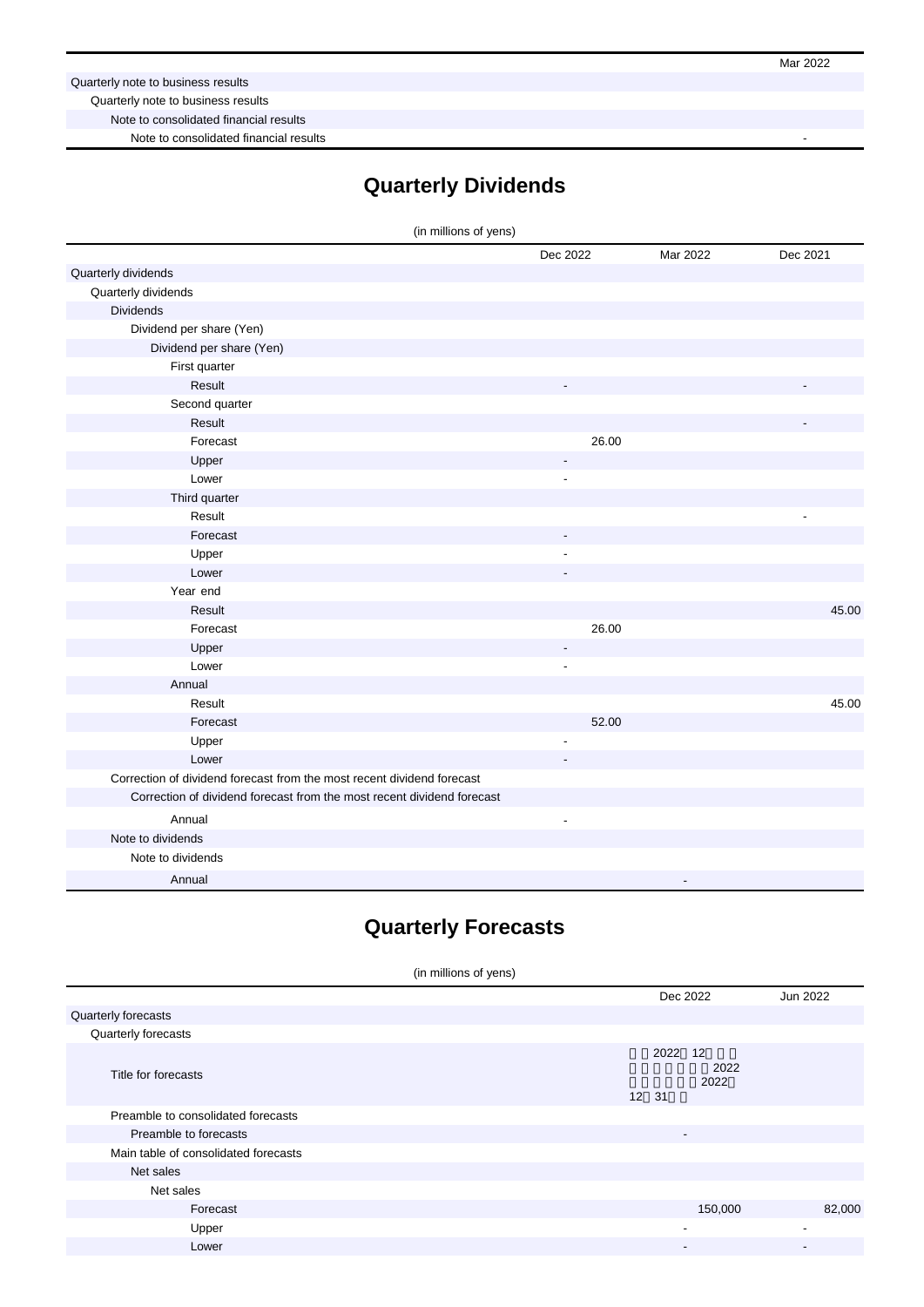| | Mar 2022 |
|---|---|
| Quarterly note to business results | |
| Quarterly note to business results | |
| Note to consolidated financial results | |
| Note to consolidated financial results | - |

## Quarterly Dividends

(in millions of yens)

| | Dec 2022 | Mar 2022 | Dec 2021 |
|---|---|---|---|
| Quarterly dividends | | | |
| Quarterly dividends | | | |
| Dividends | | | |
| Dividend per share (Yen) | | | |
| Dividend per share (Yen) | | | |
| First quarter | | | |
| Result | - | | - |
| Second quarter | | | |
| Result | | | - |
| Forecast | 26.00 | | |
| Upper | - | | |
| Lower | - | | |
| Third quarter | | | |
| Result | | | - |
| Forecast | - | | |
| Upper | - | | |
| Lower | - | | |
| Year end | | | |
| Result | | | 45.00 |
| Forecast | 26.00 | | |
| Upper | - | | |
| Lower | - | | |
| Annual | | | |
| Result | | | 45.00 |
| Forecast | 52.00 | | |
| Upper | - | | |
| Lower | - | | |
| Correction of dividend forecast from the most recent dividend forecast | | | |
| Correction of dividend forecast from the most recent dividend forecast | | | |
| Annual | - | | |
| Note to dividends | | | |
| Note to dividends | | | |
| Annual | | - | |

## Quarterly Forecasts

(in millions of yens)

| | Dec 2022 | Jun 2022 |
|---|---|---|
| Quarterly forecasts | | |
| Quarterly forecasts | | |
| Title for forecasts | 2022 12 2022 2022 12 31 | |
| Preamble to consolidated forecasts | | |
| Preamble to forecasts | - | |
| Main table of consolidated forecasts | | |
| Net sales | | |
| Net sales | | |
| Forecast | 150,000 | 82,000 |
| Upper | - | - |
| Lower | - | - |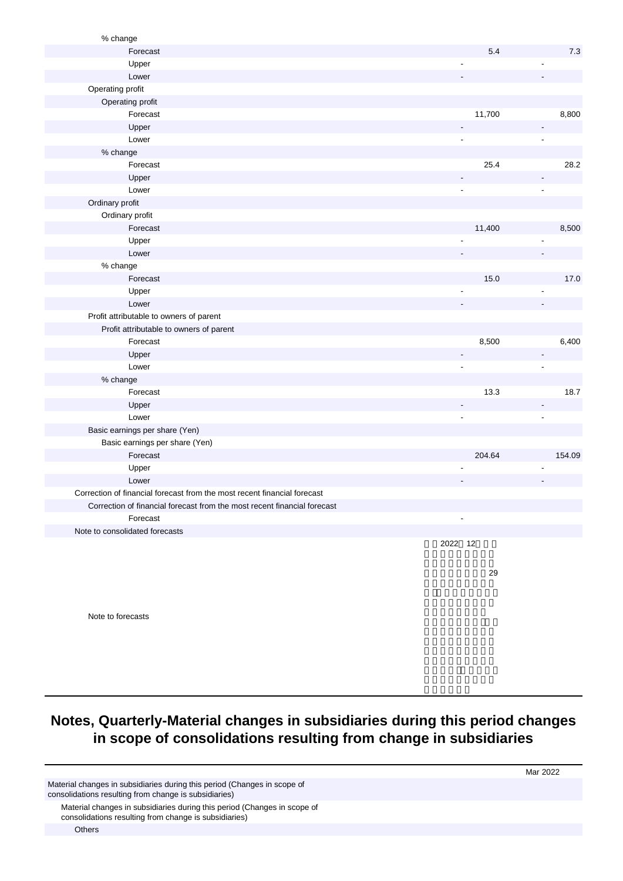| | | |
|---|---|---|
| % change | | |
| Forecast | 5.4 | 7.3 |
| Upper | - | - |
| Lower | - | - |
| Operating profit | | |
| Operating profit | | |
| Forecast | 11,700 | 8,800 |
| Upper | - | - |
| Lower | - | - |
| % change | | |
| Forecast | 25.4 | 28.2 |
| Upper | - | - |
| Lower | - | - |
| Ordinary profit | | |
| Ordinary profit | | |
| Forecast | 11,400 | 8,500 |
| Upper | - | - |
| Lower | - | - |
| % change | | |
| Forecast | 15.0 | 17.0 |
| Upper | - | - |
| Lower | - | - |
| Profit attributable to owners of parent | | |
| Profit attributable to owners of parent | | |
| Forecast | 8,500 | 6,400 |
| Upper | - | - |
| Lower | - | - |
| % change | | |
| Forecast | 13.3 | 18.7 |
| Upper | - | - |
| Lower | - | - |
| Basic earnings per share (Yen) | | |
| Basic earnings per share (Yen) | | |
| Forecast | 204.64 | 154.09 |
| Upper | - | - |
| Lower | - | - |
| Correction of financial forecast from the most recent financial forecast | | |
| Correction of financial forecast from the most recent financial forecast | | |
| Forecast | - | |
| Note to consolidated forecasts | | |
| Note to forecasts | 2022 12 … 29 … | |

## Notes, Quarterly-Material changes in subsidiaries during this period changes in scope of consolidations resulting from change in subsidiaries

| | Mar 2022 |
|---|---|
| Material changes in subsidiaries during this period (Changes in scope of consolidations resulting from change is subsidiaries) | |
| Material changes in subsidiaries during this period (Changes in scope of consolidations resulting from change is subsidiaries) | |
| Others | |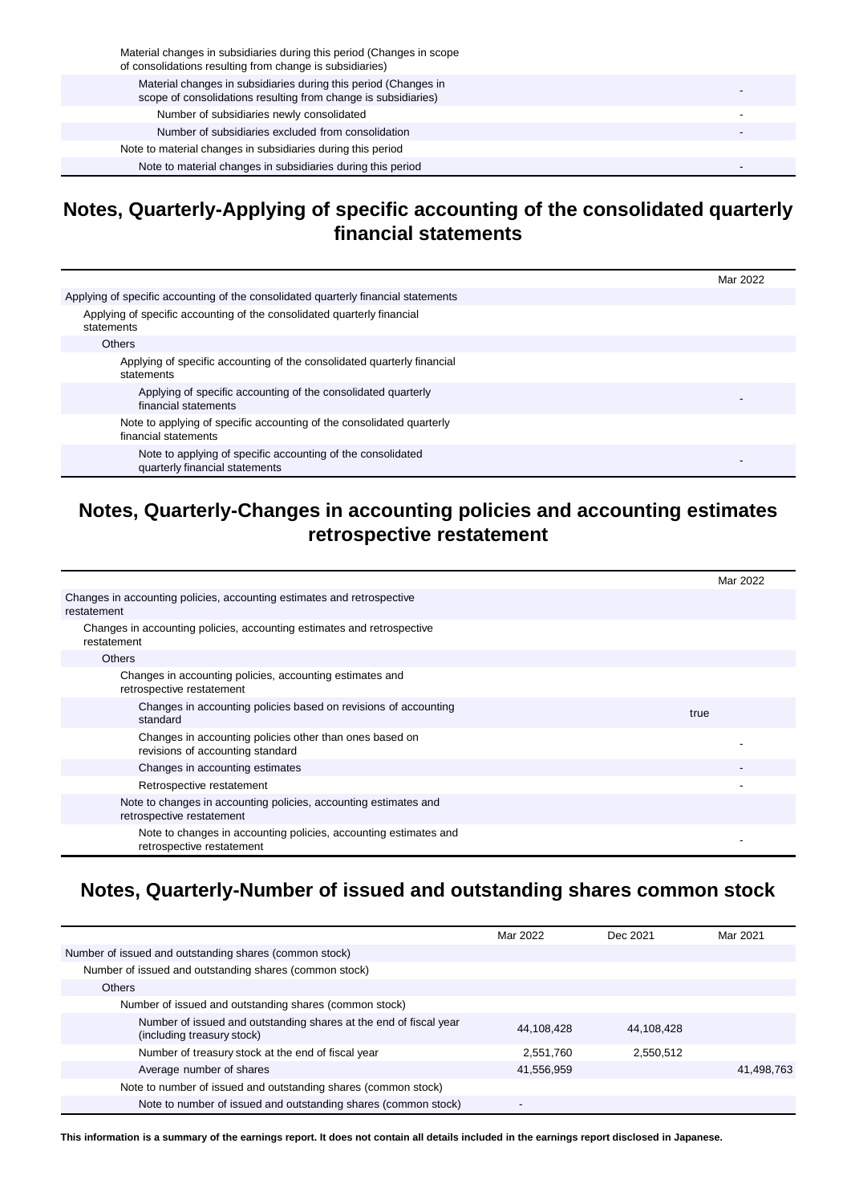| | |
|---|---|
| Material changes in subsidiaries during this period (Changes in scope of consolidations resulting from change is subsidiaries) | |
| Material changes in subsidiaries during this period (Changes in scope of consolidations resulting from change is subsidiaries) | - |
| Number of subsidiaries newly consolidated | - |
| Number of subsidiaries excluded from consolidation | - |
| Note to material changes in subsidiaries during this period | |
| Note to material changes in subsidiaries during this period | - |

## Notes, Quarterly-Applying of specific accounting of the consolidated quarterly financial statements

| | Mar 2022 |
|---|---|
| Applying of specific accounting of the consolidated quarterly financial statements | |
| Applying of specific accounting of the consolidated quarterly financial statements | |
| Others | |
| Applying of specific accounting of the consolidated quarterly financial statements | |
| Applying of specific accounting of the consolidated quarterly financial statements | - |
| Note to applying of specific accounting of the consolidated quarterly financial statements | |
| Note to applying of specific accounting of the consolidated quarterly financial statements | - |

## Notes, Quarterly-Changes in accounting policies and accounting estimates retrospective restatement

| | Mar 2022 |
|---|---|
| Changes in accounting policies, accounting estimates and retrospective restatement | |
| Changes in accounting policies, accounting estimates and retrospective restatement | |
| Others | |
| Changes in accounting policies, accounting estimates and retrospective restatement | |
| Changes in accounting policies based on revisions of accounting standard | true |
| Changes in accounting policies other than ones based on revisions of accounting standard | - |
| Changes in accounting estimates | - |
| Retrospective restatement | - |
| Note to changes in accounting policies, accounting estimates and retrospective restatement | |
| Note to changes in accounting policies, accounting estimates and retrospective restatement | - |

## Notes, Quarterly-Number of issued and outstanding shares common stock

| | Mar 2022 | Dec 2021 | Mar 2021 |
|---|---|---|---|
| Number of issued and outstanding shares (common stock) | | | |
| Number of issued and outstanding shares (common stock) | | | |
| Others | | | |
| Number of issued and outstanding shares (common stock) | | | |
| Number of issued and outstanding shares at the end of fiscal year (including treasury stock) | 44,108,428 | 44,108,428 | |
| Number of treasury stock at the end of fiscal year | 2,551,760 | 2,550,512 | |
| Average number of shares | 41,556,959 | | 41,498,763 |
| Note to number of issued and outstanding shares (common stock) | | | |
| Note to number of issued and outstanding shares (common stock) | - | | |

**This information is a summary of the earnings report. It does not contain all details included in the earnings report disclosed in Japanese.**